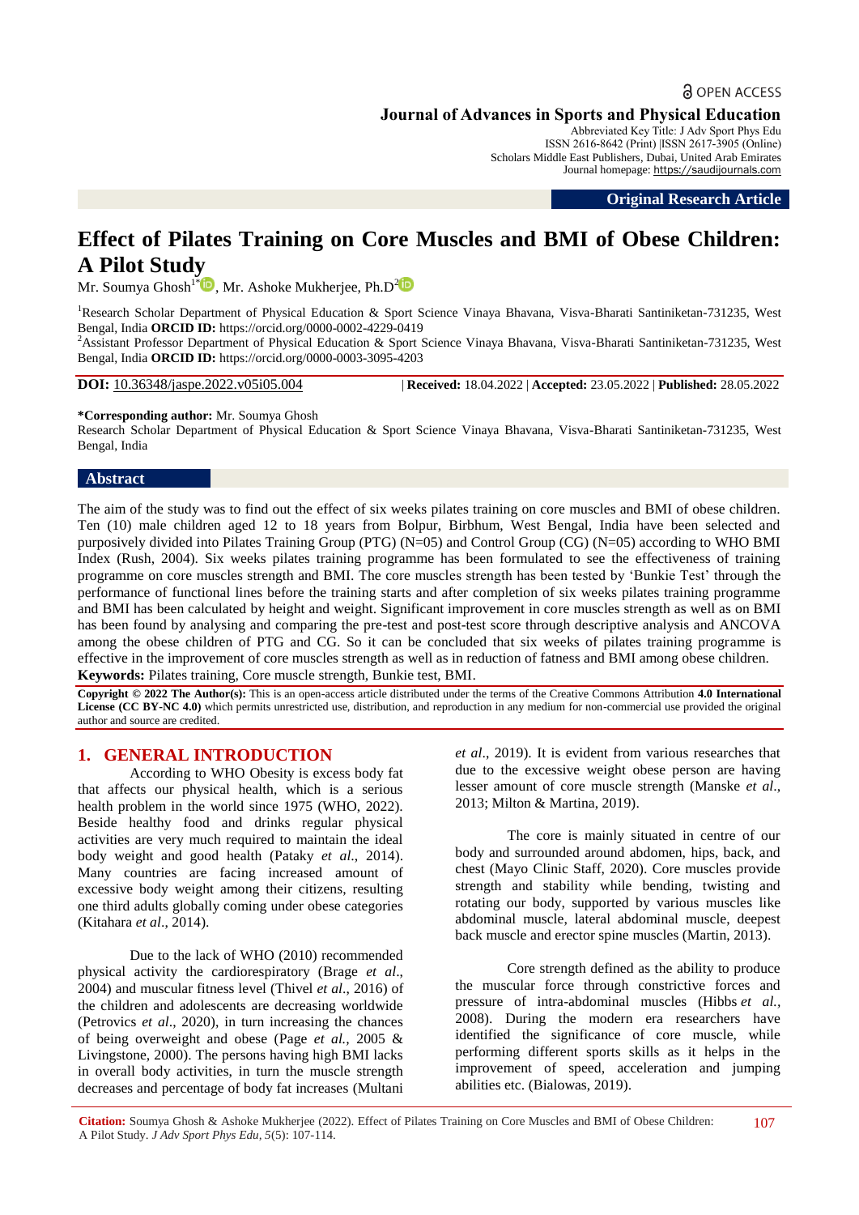Journal of Advances in Sports and Physical Education

Abbreviated Key Title: J Adv Sport Phys Edu
ISSN 2616-8642 (Print) |ISSN 2617-3905 (Online)
Scholars Middle East Publishers, Dubai, United Arab Emirates
Journal homepage: https://saudijournals.com

**Original Research Article**

# Effect of Pilates Training on Core Muscles and BMI of Obese Children: A Pilot Study

Mr. Soumya Ghosh[1*], Mr. Ashoke Mukherjee, Ph.D[2]

[1]Research Scholar Department of Physical Education & Sport Science Vinaya Bhavana, Visva-Bharati Santiniketan-731235, West Bengal, India **ORCID ID:** https://orcid.org/0000-0002-4229-0419

[2]Assistant Professor Department of Physical Education & Sport Science Vinaya Bhavana, Visva-Bharati Santiniketan-731235, West Bengal, India **ORCID ID:** https://orcid.org/0000-0003-3095-4203

**DOI:** 10.36348/jaspe.2022.v05i05.004 | **Received:** 18.04.2022 | **Accepted:** 23.05.2022 | **Published:** 28.05.2022

**\*Corresponding author:** Mr. Soumya Ghosh
Research Scholar Department of Physical Education & Sport Science Vinaya Bhavana, Visva-Bharati Santiniketan-731235, West Bengal, India

## Abstract

The aim of the study was to find out the effect of six weeks pilates training on core muscles and BMI of obese children. Ten (10) male children aged 12 to 18 years from Bolpur, Birbhum, West Bengal, India have been selected and purposively divided into Pilates Training Group (PTG) (N=05) and Control Group (CG) (N=05) according to WHO BMI Index (Rush, 2004). Six weeks pilates training programme has been formulated to see the effectiveness of training programme on core muscles strength and BMI. The core muscles strength has been tested by 'Bunkie Test' through the performance of functional lines before the training starts and after completion of six weeks pilates training programme and BMI has been calculated by height and weight. Significant improvement in core muscles strength as well as on BMI has been found by analysing and comparing the pre-test and post-test score through descriptive analysis and ANCOVA among the obese children of PTG and CG. So it can be concluded that six weeks of pilates training programme is effective in the improvement of core muscles strength as well as in reduction of fatness and BMI among obese children.

**Keywords:** Pilates training, Core muscle strength, Bunkie test, BMI.

**Copyright © 2022 The Author(s):** This is an open-access article distributed under the terms of the Creative Commons Attribution **4.0 International License (CC BY-NC 4.0)** which permits unrestricted use, distribution, and reproduction in any medium for non-commercial use provided the original author and source are credited.

## 1. GENERAL INTRODUCTION

According to WHO Obesity is excess body fat that affects our physical health, which is a serious health problem in the world since 1975 (WHO, 2022). Beside healthy food and drinks regular physical activities are very much required to maintain the ideal body weight and good health (Pataky *et al*., 2014). Many countries are facing increased amount of excessive body weight among their citizens, resulting one third adults globally coming under obese categories (Kitahara *et al*., 2014).

Due to the lack of WHO (2010) recommended physical activity the cardiorespiratory (Brage *et al*., 2004) and muscular fitness level (Thivel *et al*., 2016) of the children and adolescents are decreasing worldwide (Petrovics *et al*., 2020), in turn increasing the chances of being overweight and obese (Page *et al.*, 2005 & Livingstone, 2000). The persons having high BMI lacks in overall body activities, in turn the muscle strength decreases and percentage of body fat increases (Multani *et al*., 2019). It is evident from various researches that due to the excessive weight obese person are having lesser amount of core muscle strength (Manske *et al*., 2013; Milton & Martina, 2019).

The core is mainly situated in centre of our body and surrounded around abdomen, hips, back, and chest (Mayo Clinic Staff, 2020). Core muscles provide strength and stability while bending, twisting and rotating our body, supported by various muscles like abdominal muscle, lateral abdominal muscle, deepest back muscle and erector spine muscles (Martin, 2013).

Core strength defined as the ability to produce the muscular force through constrictive forces and pressure of intra-abdominal muscles (Hibbs *et al.*, 2008). During the modern era researchers have identified the significance of core muscle, while performing different sports skills as it helps in the improvement of speed, acceleration and jumping abilities etc. (Bialowas, 2019).

**Citation:** Soumya Ghosh & Ashoke Mukherjee (2022). Effect of Pilates Training on Core Muscles and BMI of Obese Children: A Pilot Study. *J Adv Sport Phys Edu, 5*(5): 107-114.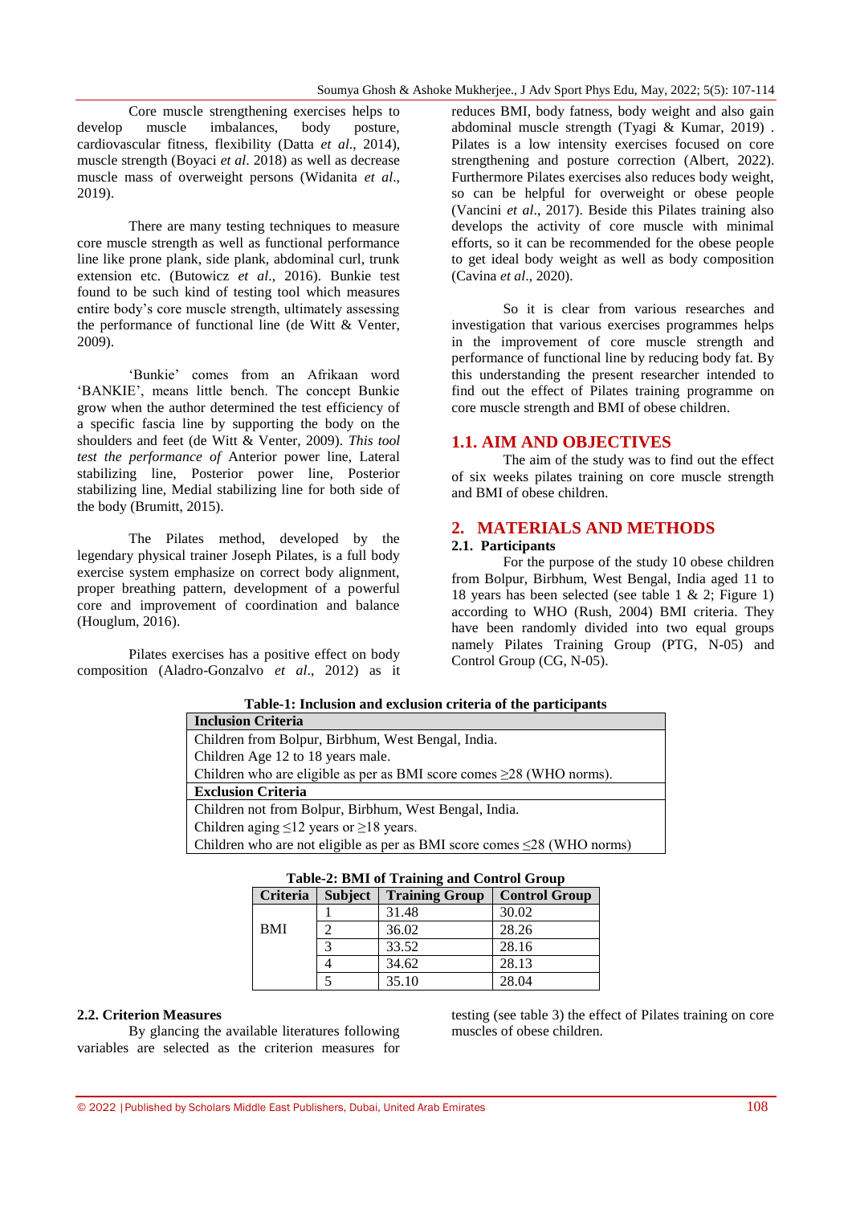Core muscle strengthening exercises helps to develop muscle imbalances, body posture, cardiovascular fitness, flexibility (Datta *et al*., 2014), muscle strength (Boyaci *et al*. 2018) as well as decrease muscle mass of overweight persons (Widanita *et al*., 2019).

There are many testing techniques to measure core muscle strength as well as functional performance line like prone plank, side plank, abdominal curl, trunk extension etc. (Butowicz *et al*., 2016). Bunkie test found to be such kind of testing tool which measures entire body's core muscle strength, ultimately assessing the performance of functional line (de Witt & Venter, 2009).

'Bunkie' comes from an Afrikaan word 'BANKIE', means little bench. The concept Bunkie grow when the author determined the test efficiency of a specific fascia line by supporting the body on the shoulders and feet (de Witt & Venter, 2009). *This tool test the performance of* Anterior power line, Lateral stabilizing line, Posterior power line, Posterior stabilizing line, Medial stabilizing line for both side of the body (Brumitt, 2015).

The Pilates method, developed by the legendary physical trainer Joseph Pilates, is a full body exercise system emphasize on correct body alignment, proper breathing pattern, development of a powerful core and improvement of coordination and balance (Houglum, 2016).

Pilates exercises has a positive effect on body composition (Aladro-Gonzalvo *et al*., 2012) as it reduces BMI, body fatness, body weight and also gain abdominal muscle strength (Tyagi & Kumar, 2019) . Pilates is a low intensity exercises focused on core strengthening and posture correction (Albert, 2022). Furthermore Pilates exercises also reduces body weight, so can be helpful for overweight or obese people (Vancini *et al*., 2017). Beside this Pilates training also develops the activity of core muscle with minimal efforts, so it can be recommended for the obese people to get ideal body weight as well as body composition (Cavina *et al*., 2020).

So it is clear from various researches and investigation that various exercises programmes helps in the improvement of core muscle strength and performance of functional line by reducing body fat. By this understanding the present researcher intended to find out the effect of Pilates training programme on core muscle strength and BMI of obese children.

## 1.1. AIM AND OBJECTIVES

The aim of the study was to find out the effect of six weeks pilates training on core muscle strength and BMI of obese children.

## 2. MATERIALS AND METHODS

### 2.1. Participants

For the purpose of the study 10 obese children from Bolpur, Birbhum, West Bengal, India aged 11 to 18 years has been selected (see table 1 & 2; Figure 1) according to WHO (Rush, 2004) BMI criteria. They have been randomly divided into two equal groups namely Pilates Training Group (PTG, N-05) and Control Group (CG, N-05).

**Table-1: Inclusion and exclusion criteria of the participants**

| **Inclusion Criteria** |
|---|
| Children from Bolpur, Birbhum, West Bengal, India. |
| Children Age 12 to 18 years male. |
| Children who are eligible as per as BMI score comes ≥28 (WHO norms). |
| **Exclusion Criteria** |
| Children not from Bolpur, Birbhum, West Bengal, India. |
| Children aging ≤12 years or ≥18 years. |
| Children who are not eligible as per as BMI score comes ≤28 (WHO norms) |

**Table-2: BMI of Training and Control Group**

| Criteria | Subject | Training Group | Control Group |
|---|---|---|---|
| BMI | 1 | 31.48 | 30.02 |
| | 2 | 36.02 | 28.26 |
| | 3 | 33.52 | 28.16 |
| | 4 | 34.62 | 28.13 |
| | 5 | 35.10 | 28.04 |

### 2.2. Criterion Measures

By glancing the available literatures following variables are selected as the criterion measures for testing (see table 3) the effect of Pilates training on core muscles of obese children.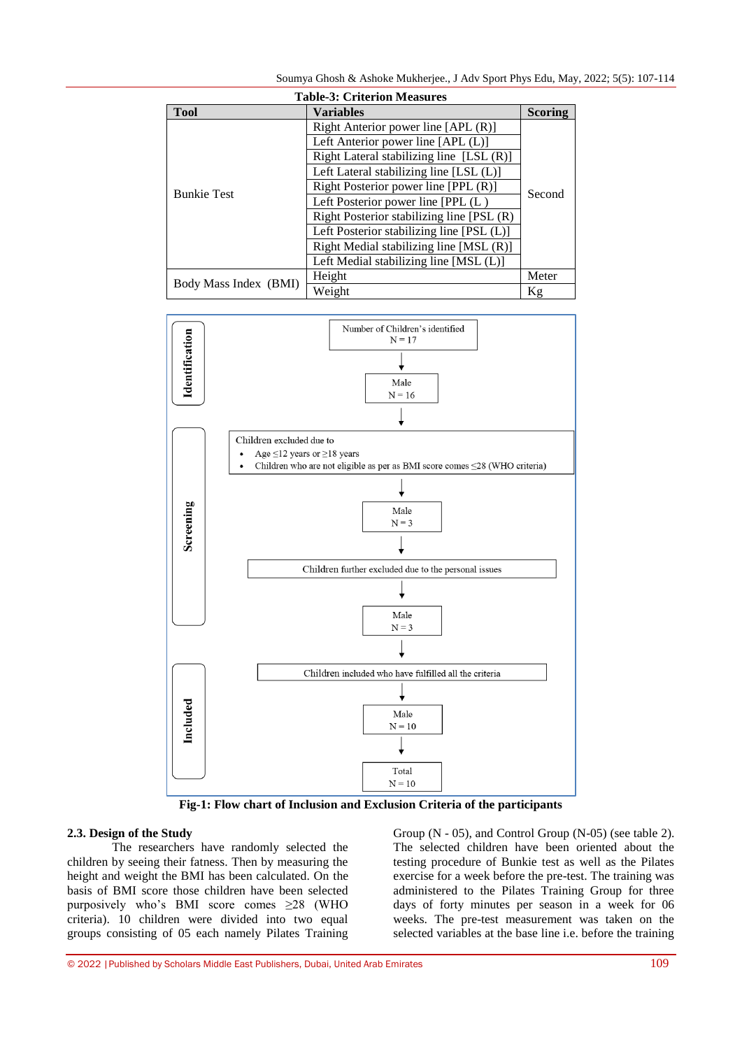**Table-3: Criterion Measures**

| Tool | Variables | Scoring |
|---|---|---|
| Bunkie Test | Right Anterior power line [APL (R)] | Second |
| | Left Anterior power line [APL (L)] | |
| | Right Lateral stabilizing line [LSL (R)] | |
| | Left Lateral stabilizing line [LSL (L)] | |
| | Right Posterior power line [PPL (R)] | |
| | Left Posterior power line [PPL (L ) | |
| | Right Posterior stabilizing line [PSL (R) | |
| | Left Posterior stabilizing line [PSL (L)] | |
| | Right Medial stabilizing line [MSL (R)] | |
| | Left Medial stabilizing line [MSL (L)] | |
| Body Mass Index (BMI) | Height | Meter |
| | Weight | Kg |

**Identification**

Number of Children's identified N = 17

↓

Male N = 16

↓

**Screening**

Children excluded due to
- Age ≤12 years or ≥18 years
- Children who are not eligible as per as BMI score comes ≤28 (WHO criteria)

↓

Male N = 3

↓

Children further excluded due to the personal issues

↓

Male N = 3

↓

Children included who have fulfilled all the criteria

↓

**Included**

Male N = 10

↓

Total N = 10

**Fig-1: Flow chart of Inclusion and Exclusion Criteria of the participants**

### 2.3. Design of the Study

The researchers have randomly selected the children by seeing their fatness. Then by measuring the height and weight the BMI has been calculated. On the basis of BMI score those children have been selected purposively who's BMI score comes ≥28 (WHO criteria). 10 children were divided into two equal groups consisting of 05 each namely Pilates Training Group (N - 05), and Control Group (N-05) (see table 2). The selected children have been oriented about the testing procedure of Bunkie test as well as the Pilates exercise for a week before the pre-test. The training was administered to the Pilates Training Group for three days of forty minutes per season in a week for 06 weeks. The pre-test measurement was taken on the selected variables at the base line i.e. before the training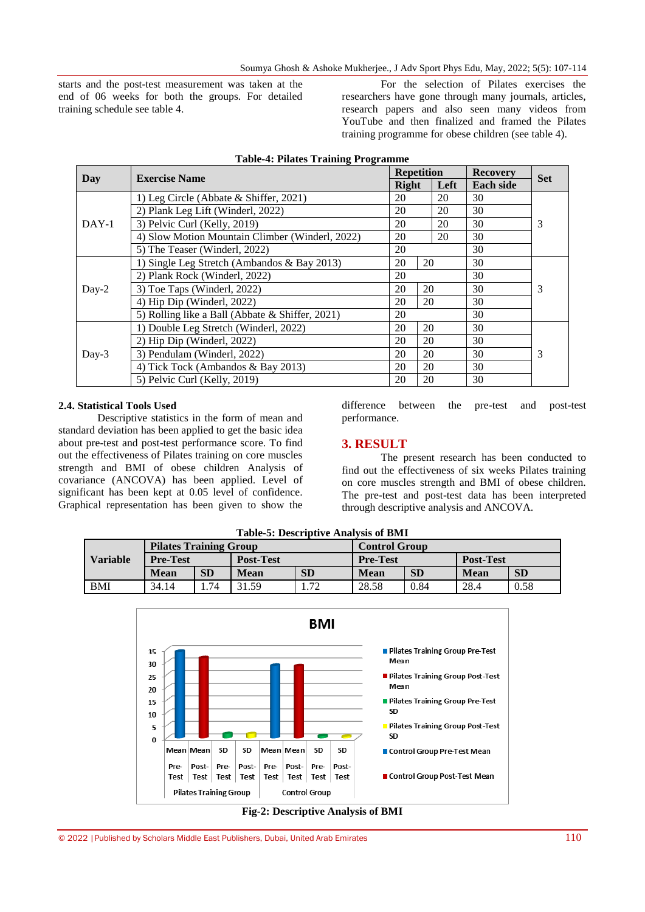starts and the post-test measurement was taken at the end of 06 weeks for both the groups. For detailed training schedule see table 4.

For the selection of Pilates exercises the researchers have gone through many journals, articles, research papers and also seen many videos from YouTube and then finalized and framed the Pilates training programme for obese children (see table 4).

**Table-4: Pilates Training Programme**

| Day | Exercise Name | Repetition | | Recovery | Set |
|---|---|---|---|---|---|
| | | Right | Left | Each side | |
| DAY-1 | 1) Leg Circle (Abbate & Shiffer, 2021) | 20 | 20 | 30 | 3 |
| | 2) Plank Leg Lift (Winderl, 2022) | 20 | 20 | 30 | |
| | 3) Pelvic Curl (Kelly, 2019) | 20 | 20 | 30 | |
| | 4) Slow Motion Mountain Climber (Winderl, 2022) | 20 | 20 | 30 | |
| | 5) The Teaser (Winderl, 2022) | 20 | | 30 | |
| Day-2 | 1) Single Leg Stretch (Ambandos & Bay 2013) | 20 | 20 | 30 | 3 |
| | 2) Plank Rock (Winderl, 2022) | 20 | | 30 | |
| | 3) Toe Taps (Winderl, 2022) | 20 | 20 | 30 | |
| | 4) Hip Dip (Winderl, 2022) | 20 | 20 | 30 | |
| | 5) Rolling like a Ball (Abbate & Shiffer, 2021) | 20 | | 30 | |
| Day-3 | 1) Double Leg Stretch (Winderl, 2022) | 20 | 20 | 30 | 3 |
| | 2) Hip Dip (Winderl, 2022) | 20 | 20 | 30 | |
| | 3) Pendulam (Winderl, 2022) | 20 | 20 | 30 | |
| | 4) Tick Tock (Ambandos & Bay 2013) | 20 | 20 | 30 | |
| | 5) Pelvic Curl (Kelly, 2019) | 20 | 20 | 30 | |

### 2.4. Statistical Tools Used

Descriptive statistics in the form of mean and standard deviation has been applied to get the basic idea about pre-test and post-test performance score. To find out the effectiveness of Pilates training on core muscles strength and BMI of obese children Analysis of covariance (ANCOVA) has been applied. Level of significant has been kept at 0.05 level of confidence. Graphical representation has been given to show the difference between the pre-test and post-test performance.

## 3. RESULT

The present research has been conducted to find out the effectiveness of six weeks Pilates training on core muscles strength and BMI of obese children. The pre-test and post-test data has been interpreted through descriptive analysis and ANCOVA.

**Table-5: Descriptive Analysis of BMI**

| Variable | Pilates Training Group | | | | Control Group | | | |
|---|---|---|---|---|---|---|---|---|
| | Pre-Test | | Post-Test | | Pre-Test | | Post-Test | |
| | Mean | SD | Mean | SD | Mean | SD | Mean | SD |
| BMI | 34.14 | 1.74 | 31.59 | 1.72 | 28.58 | 0.84 | 28.4 | 0.58 |

**Fig-2: Descriptive Analysis of BMI**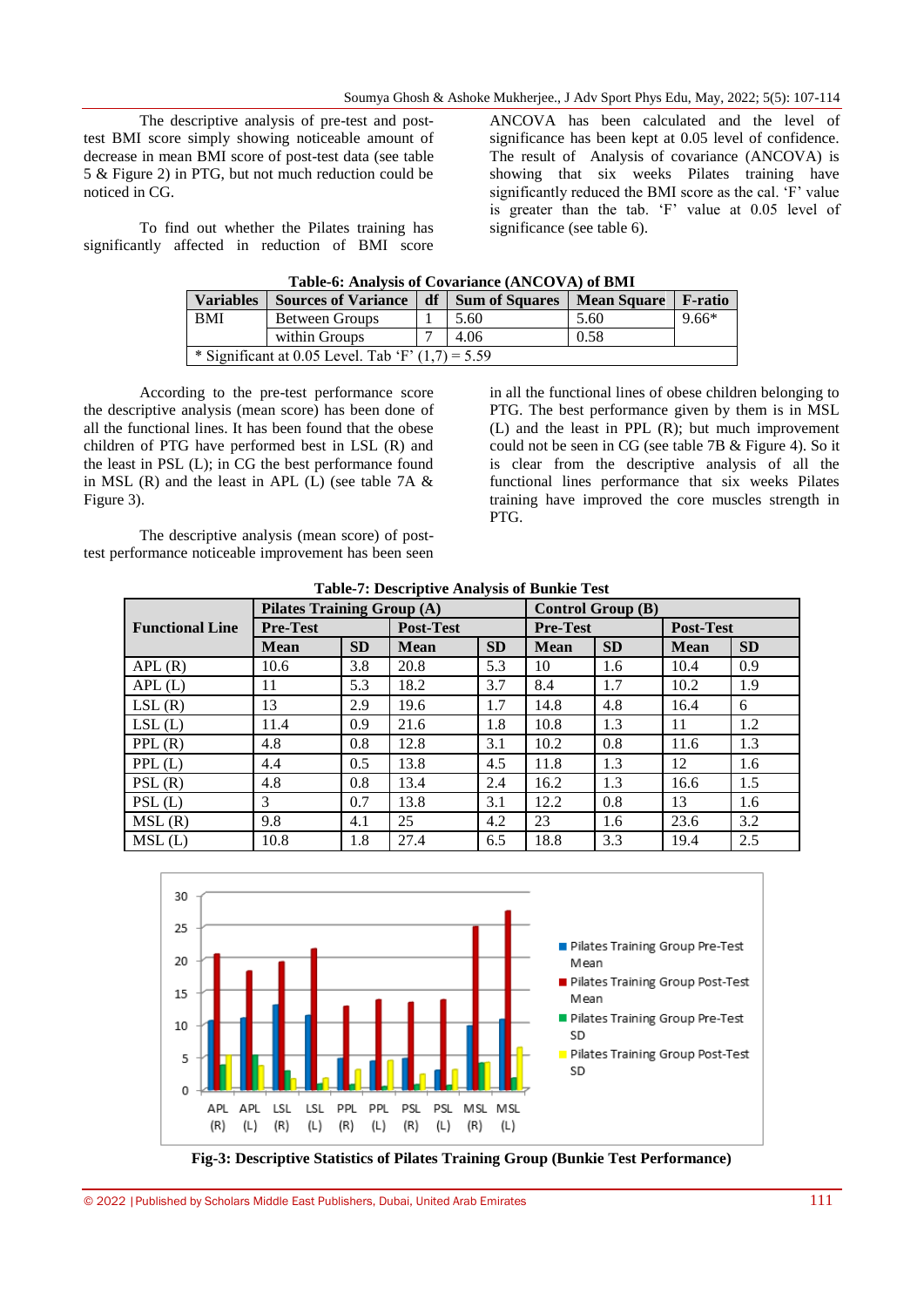The descriptive analysis of pre-test and post-test BMI score simply showing noticeable amount of decrease in mean BMI score of post-test data (see table 5 & Figure 2) in PTG, but not much reduction could be noticed in CG.

To find out whether the Pilates training has significantly affected in reduction of BMI score ANCOVA has been calculated and the level of significance has been kept at 0.05 level of confidence. The result of Analysis of covariance (ANCOVA) is showing that six weeks Pilates training have significantly reduced the BMI score as the cal. 'F' value is greater than the tab. 'F' value at 0.05 level of significance (see table 6).

**Table-6: Analysis of Covariance (ANCOVA) of BMI**

| Variables | Sources of Variance | df | Sum of Squares | Mean Square | F-ratio |
|---|---|---|---|---|---|
| BMI | Between Groups | 1 | 5.60 | 5.60 | 9.66* |
| | within Groups | 7 | 4.06 | 0.58 | |
| * Significant at 0.05 Level. Tab 'F' (1,7) = 5.59 | | | | | |

According to the pre-test performance score the descriptive analysis (mean score) has been done of all the functional lines. It has been found that the obese children of PTG have performed best in LSL (R) and the least in PSL (L); in CG the best performance found in MSL (R) and the least in APL (L) (see table 7A & Figure 3).

The descriptive analysis (mean score) of post-test performance noticeable improvement has been seen in all the functional lines of obese children belonging to PTG. The best performance given by them is in MSL (L) and the least in PPL (R); but much improvement could not be seen in CG (see table 7B & Figure 4). So it is clear from the descriptive analysis of all the functional lines performance that six weeks Pilates training have improved the core muscles strength in PTG.

**Table-7: Descriptive Analysis of Bunkie Test**

| Functional Line | Pilates Training Group (A) | | | | Control Group (B) | | | |
|---|---|---|---|---|---|---|---|---|
| | Pre-Test | | Post-Test | | Pre-Test | | Post-Test | |
| | Mean | SD | Mean | SD | Mean | SD | Mean | SD |
| APL (R) | 10.6 | 3.8 | 20.8 | 5.3 | 10 | 1.6 | 10.4 | 0.9 |
| APL (L) | 11 | 5.3 | 18.2 | 3.7 | 8.4 | 1.7 | 10.2 | 1.9 |
| LSL (R) | 13 | 2.9 | 19.6 | 1.7 | 14.8 | 4.8 | 16.4 | 6 |
| LSL (L) | 11.4 | 0.9 | 21.6 | 1.8 | 10.8 | 1.3 | 11 | 1.2 |
| PPL (R) | 4.8 | 0.8 | 12.8 | 3.1 | 10.2 | 0.8 | 11.6 | 1.3 |
| PPL (L) | 4.4 | 0.5 | 13.8 | 4.5 | 11.8 | 1.3 | 12 | 1.6 |
| PSL (R) | 4.8 | 0.8 | 13.4 | 2.4 | 16.2 | 1.3 | 16.6 | 1.5 |
| PSL (L) | 3 | 0.7 | 13.8 | 3.1 | 12.2 | 0.8 | 13 | 1.6 |
| MSL (R) | 9.8 | 4.1 | 25 | 4.2 | 23 | 1.6 | 23.6 | 3.2 |
| MSL (L) | 10.8 | 1.8 | 27.4 | 6.5 | 18.8 | 3.3 | 19.4 | 2.5 |

**Fig-3: Descriptive Statistics of Pilates Training Group (Bunkie Test Performance)**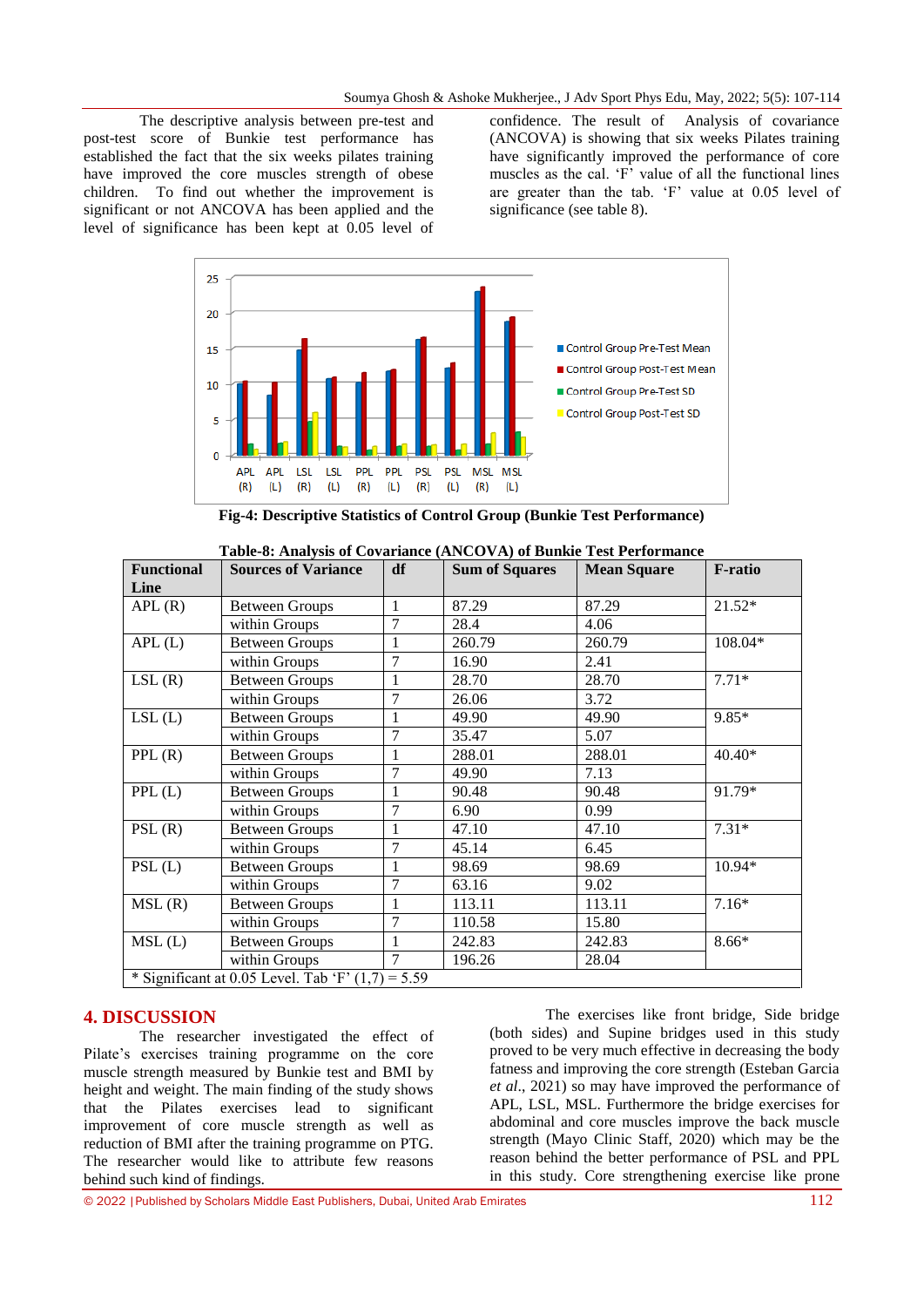The descriptive analysis between pre-test and post-test score of Bunkie test performance has established the fact that the six weeks pilates training have improved the core muscles strength of obese children. To find out whether the improvement is significant or not ANCOVA has been applied and the level of significance has been kept at 0.05 level of confidence. The result of Analysis of covariance (ANCOVA) is showing that six weeks Pilates training have significantly improved the performance of core muscles as the cal. 'F' value of all the functional lines are greater than the tab. 'F' value at 0.05 level of significance (see table 8).

**Fig-4: Descriptive Statistics of Control Group (Bunkie Test Performance)**

**Table-8: Analysis of Covariance (ANCOVA) of Bunkie Test Performance**

| Functional Line | Sources of Variance | df | Sum of Squares | Mean Square | F-ratio |
|---|---|---|---|---|---|
| APL (R) | Between Groups | 1 | 87.29 | 87.29 | 21.52* |
| | within Groups | 7 | 28.4 | 4.06 | |
| APL (L) | Between Groups | 1 | 260.79 | 260.79 | 108.04* |
| | within Groups | 7 | 16.90 | 2.41 | |
| LSL (R) | Between Groups | 1 | 28.70 | 28.70 | 7.71* |
| | within Groups | 7 | 26.06 | 3.72 | |
| LSL (L) | Between Groups | 1 | 49.90 | 49.90 | 9.85* |
| | within Groups | 7 | 35.47 | 5.07 | |
| PPL (R) | Between Groups | 1 | 288.01 | 288.01 | 40.40* |
| | within Groups | 7 | 49.90 | 7.13 | |
| PPL (L) | Between Groups | 1 | 90.48 | 90.48 | 91.79* |
| | within Groups | 7 | 6.90 | 0.99 | |
| PSL (R) | Between Groups | 1 | 47.10 | 47.10 | 7.31* |
| | within Groups | 7 | 45.14 | 6.45 | |
| PSL (L) | Between Groups | 1 | 98.69 | 98.69 | 10.94* |
| | within Groups | 7 | 63.16 | 9.02 | |
| MSL (R) | Between Groups | 1 | 113.11 | 113.11 | 7.16* |
| | within Groups | 7 | 110.58 | 15.80 | |
| MSL (L) | Between Groups | 1 | 242.83 | 242.83 | 8.66* |
| | within Groups | 7 | 196.26 | 28.04 | |

\* Significant at 0.05 Level. Tab 'F' (1,7) = 5.59

## 4. DISCUSSION

The researcher investigated the effect of Pilate's exercises training programme on the core muscle strength measured by Bunkie test and BMI by height and weight. The main finding of the study shows that the Pilates exercises lead to significant improvement of core muscle strength as well as reduction of BMI after the training programme on PTG. The researcher would like to attribute few reasons behind such kind of findings.

The exercises like front bridge, Side bridge (both sides) and Supine bridges used in this study proved to be very much effective in decreasing the body fatness and improving the core strength (Esteban Garcia *et al*., 2021) so may have improved the performance of APL, LSL, MSL. Furthermore the bridge exercises for abdominal and core muscles improve the back muscle strength (Mayo Clinic Staff, 2020) which may be the reason behind the better performance of PSL and PPL in this study. Core strengthening exercise like prone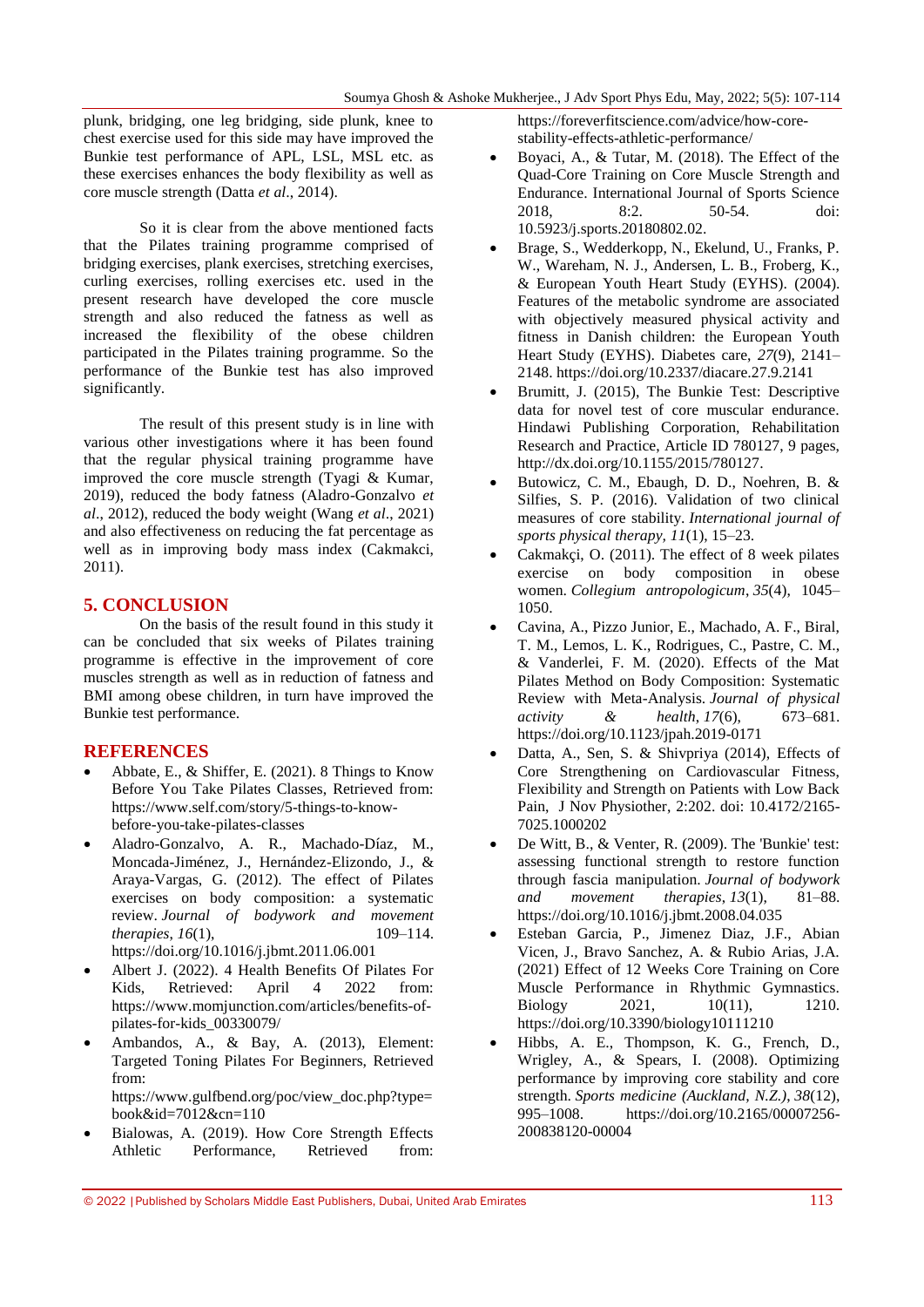plunk, bridging, one leg bridging, side plunk, knee to chest exercise used for this side may have improved the Bunkie test performance of APL, LSL, MSL etc. as these exercises enhances the body flexibility as well as core muscle strength (Datta *et al*., 2014).

So it is clear from the above mentioned facts that the Pilates training programme comprised of bridging exercises, plank exercises, stretching exercises, curling exercises, rolling exercises etc. used in the present research have developed the core muscle strength and also reduced the fatness as well as increased the flexibility of the obese children participated in the Pilates training programme. So the performance of the Bunkie test has also improved significantly.

The result of this present study is in line with various other investigations where it has been found that the regular physical training programme have improved the core muscle strength (Tyagi & Kumar, 2019), reduced the body fatness (Aladro-Gonzalvo *et al*., 2012), reduced the body weight (Wang *et al*., 2021) and also effectiveness on reducing the fat percentage as well as in improving body mass index (Cakmakci, 2011).

## 5. CONCLUSION

On the basis of the result found in this study it can be concluded that six weeks of Pilates training programme is effective in the improvement of core muscles strength as well as in reduction of fatness and BMI among obese children, in turn have improved the Bunkie test performance.

## REFERENCES

- Abbate, E., & Shiffer, E. (2021). 8 Things to Know Before You Take Pilates Classes, Retrieved from: https://www.self.com/story/5-things-to-know-before-you-take-pilates-classes
- Aladro-Gonzalvo, A. R., Machado-Díaz, M., Moncada-Jiménez, J., Hernández-Elizondo, J., & Araya-Vargas, G. (2012). The effect of Pilates exercises on body composition: a systematic review. *Journal of bodywork and movement therapies*, *16*(1), 109–114. https://doi.org/10.1016/j.jbmt.2011.06.001
- Albert J. (2022). 4 Health Benefits Of Pilates For Kids, Retrieved: April 4 2022 from: https://www.momjunction.com/articles/benefits-of-pilates-for-kids_00330079/
- Ambandos, A., & Bay, A. (2013), Element: Targeted Toning Pilates For Beginners, Retrieved from: https://www.gulfbend.org/poc/view_doc.php?type=book&id=7012&cn=110
- Bialowas, A. (2019). How Core Strength Effects Athletic Performance, Retrieved from: https://foreverfitscience.com/advice/how-core-stability-effects-athletic-performance/
- Boyaci, A., & Tutar, M. (2018). The Effect of the Quad-Core Training on Core Muscle Strength and Endurance. International Journal of Sports Science 2018, 8:2. 50-54. doi: 10.5923/j.sports.20180802.02.
- Brage, S., Wedderkopp, N., Ekelund, U., Franks, P. W., Wareham, N. J., Andersen, L. B., Froberg, K., & European Youth Heart Study (EYHS). (2004). Features of the metabolic syndrome are associated with objectively measured physical activity and fitness in Danish children: the European Youth Heart Study (EYHS). Diabetes care, *27*(9), 2141–2148. https://doi.org/10.2337/diacare.27.9.2141
- Brumitt, J. (2015), The Bunkie Test: Descriptive data for novel test of core muscular endurance. Hindawi Publishing Corporation, Rehabilitation Research and Practice, Article ID 780127, 9 pages, http://dx.doi.org/10.1155/2015/780127.
- Butowicz, C. M., Ebaugh, D. D., Noehren, B. & Silfies, S. P. (2016). Validation of two clinical measures of core stability. *International journal of sports physical therapy*, *11*(1), 15–23.
- Cakmakçi, O. (2011). The effect of 8 week pilates exercise on body composition in obese women. *Collegium antropologicum*, *35*(4), 1045–1050.
- Cavina, A., Pizzo Junior, E., Machado, A. F., Biral, T. M., Lemos, L. K., Rodrigues, C., Pastre, C. M., & Vanderlei, F. M. (2020). Effects of the Mat Pilates Method on Body Composition: Systematic Review with Meta-Analysis. *Journal of physical activity & health*, *17*(6), 673–681. https://doi.org/10.1123/jpah.2019-0171
- Datta, A., Sen, S. & Shivpriya (2014), Effects of Core Strengthening on Cardiovascular Fitness, Flexibility and Strength on Patients with Low Back Pain, J Nov Physiother, 2:202. doi: 10.4172/2165-7025.1000202
- De Witt, B., & Venter, R. (2009). The 'Bunkie' test: assessing functional strength to restore function through fascia manipulation. *Journal of bodywork and movement therapies*, *13*(1), 81–88. https://doi.org/10.1016/j.jbmt.2008.04.035
- Esteban Garcia, P., Jimenez Diaz, J.F., Abian Vicen, J., Bravo Sanchez, A. & Rubio Arias, J.A. (2021) Effect of 12 Weeks Core Training on Core Muscle Performance in Rhythmic Gymnastics. Biology 2021, 10(11), 1210. https://doi.org/10.3390/biology10111210
- Hibbs, A. E., Thompson, K. G., French, D., Wrigley, A., & Spears, I. (2008). Optimizing performance by improving core stability and core strength. *Sports medicine (Auckland, N.Z.)*, *38*(12), 995–1008. https://doi.org/10.2165/00007256-200838120-00004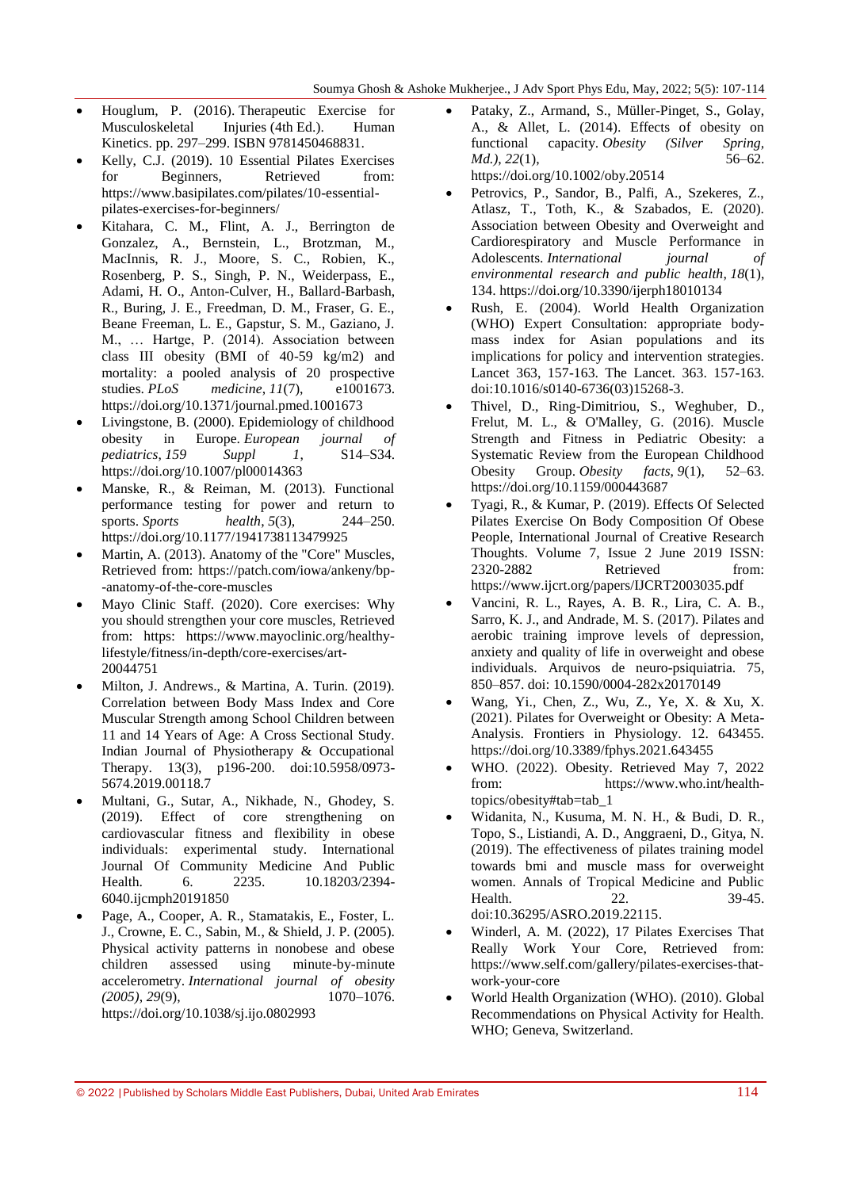- Houglum, P. (2016). Therapeutic Exercise for Musculoskeletal Injuries (4th Ed.). Human Kinetics. pp. 297–299. ISBN 9781450468831.
- Kelly, C.J. (2019). 10 Essential Pilates Exercises for Beginners, Retrieved from: https://www.basipilates.com/pilates/10-essential-pilates-exercises-for-beginners/
- Kitahara, C. M., Flint, A. J., Berrington de Gonzalez, A., Bernstein, L., Brotzman, M., MacInnis, R. J., Moore, S. C., Robien, K., Rosenberg, P. S., Singh, P. N., Weiderpass, E., Adami, H. O., Anton-Culver, H., Ballard-Barbash, R., Buring, J. E., Freedman, D. M., Fraser, G. E., Beane Freeman, L. E., Gapstur, S. M., Gaziano, J. M., … Hartge, P. (2014). Association between class III obesity (BMI of 40-59 kg/m2) and mortality: a pooled analysis of 20 prospective studies. *PLoS medicine*, *11*(7), e1001673. https://doi.org/10.1371/journal.pmed.1001673
- Livingstone, B. (2000). Epidemiology of childhood obesity in Europe. *European journal of pediatrics*, *159 Suppl 1*, S14–S34. https://doi.org/10.1007/pl00014363
- Manske, R., & Reiman, M. (2013). Functional performance testing for power and return to sports. *Sports health*, *5*(3), 244–250. https://doi.org/10.1177/1941738113479925
- Martin, A. (2013). Anatomy of the "Core" Muscles, Retrieved from: https://patch.com/iowa/ankeny/bp--anatomy-of-the-core-muscles
- Mayo Clinic Staff. (2020). Core exercises: Why you should strengthen your core muscles, Retrieved from: https: https://www.mayoclinic.org/healthy-lifestyle/fitness/in-depth/core-exercises/art-20044751
- Milton, J. Andrews., & Martina, A. Turin. (2019). Correlation between Body Mass Index and Core Muscular Strength among School Children between 11 and 14 Years of Age: A Cross Sectional Study. Indian Journal of Physiotherapy & Occupational Therapy. 13(3), p196-200. doi:10.5958/0973-5674.2019.00118.7
- Multani, G., Sutar, A., Nikhade, N., Ghodey, S. (2019). Effect of core strengthening on cardiovascular fitness and flexibility in obese individuals: experimental study. International Journal Of Community Medicine And Public Health. 6. 2235. 10.18203/2394-6040.ijcmph20191850
- Page, A., Cooper, A. R., Stamatakis, E., Foster, L. J., Crowne, E. C., Sabin, M., & Shield, J. P. (2005). Physical activity patterns in nonobese and obese children assessed using minute-by-minute accelerometry. *International journal of obesity (2005)*, *29*(9), 1070–1076. https://doi.org/10.1038/sj.ijo.0802993
- Pataky, Z., Armand, S., Müller-Pinget, S., Golay, A., & Allet, L. (2014). Effects of obesity on functional capacity. *Obesity (Silver Spring, Md.)*, *22*(1), 56–62. https://doi.org/10.1002/oby.20514
- Petrovics, P., Sandor, B., Palfi, A., Szekeres, Z., Atlasz, T., Toth, K., & Szabados, E. (2020). Association between Obesity and Overweight and Cardiorespiratory and Muscle Performance in Adolescents. *International journal of environmental research and public health*, *18*(1), 134. https://doi.org/10.3390/ijerph18010134
- Rush, E. (2004). World Health Organization (WHO) Expert Consultation: appropriate body-mass index for Asian populations and its implications for policy and intervention strategies. Lancet 363, 157-163. The Lancet. 363. 157-163. doi:10.1016/s0140-6736(03)15268-3.
- Thivel, D., Ring-Dimitriou, S., Weghuber, D., Frelut, M. L., & O'Malley, G. (2016). Muscle Strength and Fitness in Pediatric Obesity: a Systematic Review from the European Childhood Obesity Group. *Obesity facts*, *9*(1), 52–63. https://doi.org/10.1159/000443687
- Tyagi, R., & Kumar, P. (2019). Effects Of Selected Pilates Exercise On Body Composition Of Obese People, International Journal of Creative Research Thoughts. Volume 7, Issue 2 June 2019 ISSN: 2320-2882 Retrieved from: https://www.ijcrt.org/papers/IJCRT2003035.pdf
- Vancini, R. L., Rayes, A. B. R., Lira, C. A. B., Sarro, K. J., and Andrade, M. S. (2017). Pilates and aerobic training improve levels of depression, anxiety and quality of life in overweight and obese individuals. Arquivos de neuro-psiquiatria. 75, 850–857. doi: 10.1590/0004-282x20170149
- Wang, Yi., Chen, Z., Wu, Z., Ye, X. & Xu, X. (2021). Pilates for Overweight or Obesity: A Meta-Analysis. Frontiers in Physiology. 12. 643455. https://doi.org/10.3389/fphys.2021.643455
- WHO. (2022). Obesity. Retrieved May 7, 2022 from: https://www.who.int/health-topics/obesity#tab=tab_1
- Widanita, N., Kusuma, M. N. H., & Budi, D. R., Topo, S., Listiandi, A. D., Anggraeni, D., Gitya, N. (2019). The effectiveness of pilates training model towards bmi and muscle mass for overweight women. Annals of Tropical Medicine and Public Health. 22. 39-45. doi:10.36295/ASRO.2019.22115.
- Winderl, A. M. (2022), 17 Pilates Exercises That Really Work Your Core, Retrieved from: https://www.self.com/gallery/pilates-exercises-that-work-your-core
- World Health Organization (WHO). (2010). Global Recommendations on Physical Activity for Health. WHO; Geneva, Switzerland.